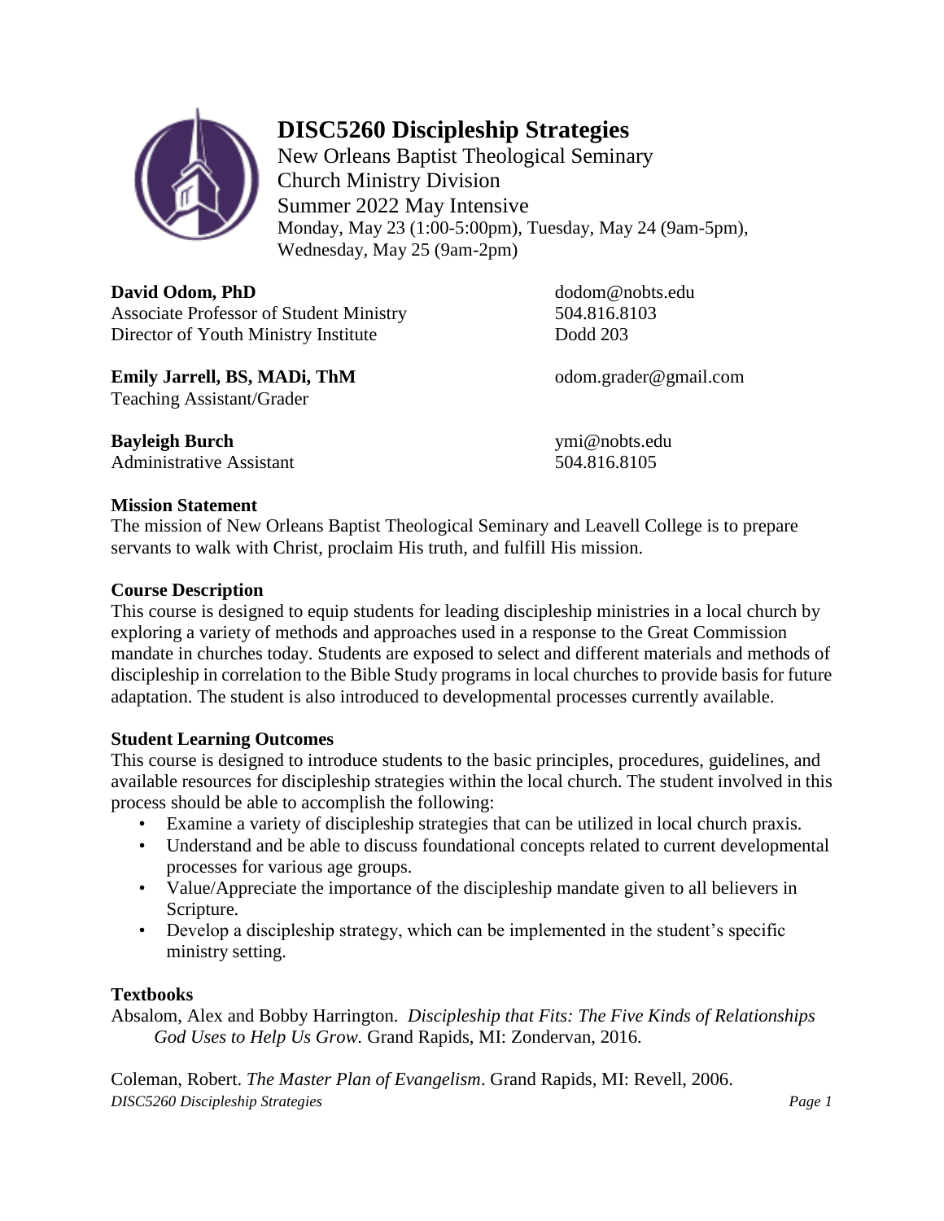# DISC5260 Discipleship Strategies

New Orleans Baptist Theological Seminary
Church Ministry Division
Summer 2022 May Intensive
Monday, May 23 (1:00-5:00pm), Tuesday, May 24 (9am-5pm), Wednesday, May 25 (9am-2pm)

**David Odom, PhD**
Associate Professor of Student Ministry
Director of Youth Ministry Institute
dodom@nobts.edu
504.816.8103
Dodd 203

**Emily Jarrell, BS, MADi, ThM**
Teaching Assistant/Grader
odom.grader@gmail.com

**Bayleigh Burch**
Administrative Assistant
ymi@nobts.edu
504.816.8105

### Mission Statement

The mission of New Orleans Baptist Theological Seminary and Leavell College is to prepare servants to walk with Christ, proclaim His truth, and fulfill His mission.

### Course Description

This course is designed to equip students for leading discipleship ministries in a local church by exploring a variety of methods and approaches used in a response to the Great Commission mandate in churches today. Students are exposed to select and different materials and methods of discipleship in correlation to the Bible Study programs in local churches to provide basis for future adaptation. The student is also introduced to developmental processes currently available.

### Student Learning Outcomes

This course is designed to introduce students to the basic principles, procedures, guidelines, and available resources for discipleship strategies within the local church. The student involved in this process should be able to accomplish the following:

- Examine a variety of discipleship strategies that can be utilized in local church praxis.
- Understand and be able to discuss foundational concepts related to current developmental processes for various age groups.
- Value/Appreciate the importance of the discipleship mandate given to all believers in Scripture.
- Develop a discipleship strategy, which can be implemented in the student's specific ministry setting.

### Textbooks

Absalom, Alex and Bobby Harrington. *Discipleship that Fits: The Five Kinds of Relationships God Uses to Help Us Grow.* Grand Rapids, MI: Zondervan, 2016.

Coleman, Robert. *The Master Plan of Evangelism*. Grand Rapids, MI: Revell, 2006.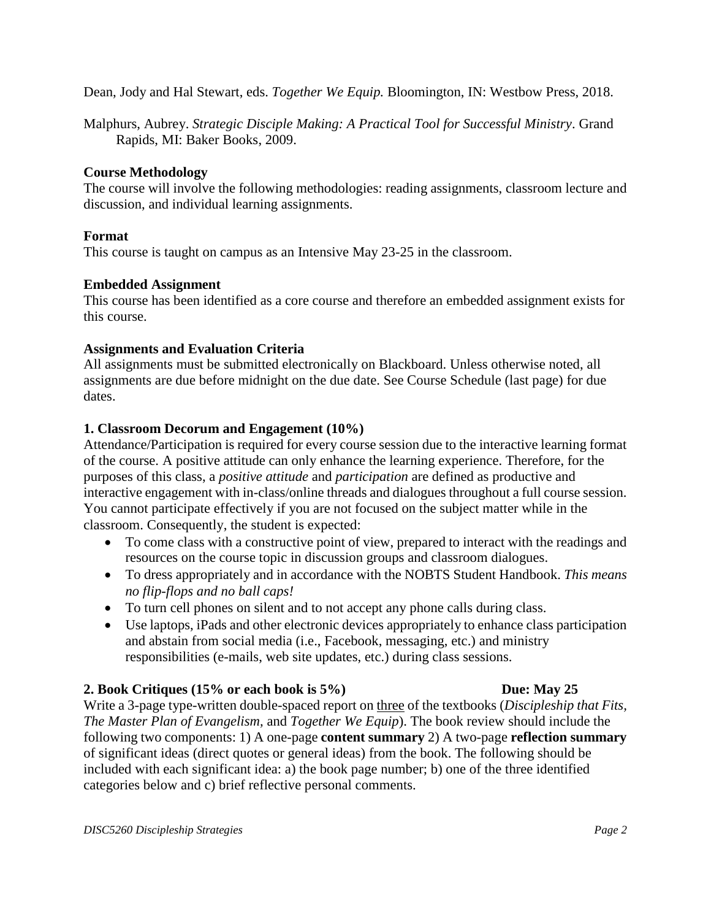Dean, Jody and Hal Stewart, eds. *Together We Equip.* Bloomington, IN: Westbow Press, 2018.

Malphurs, Aubrey. *Strategic Disciple Making: A Practical Tool for Successful Ministry*. Grand Rapids, MI: Baker Books, 2009.

**Course Methodology**
The course will involve the following methodologies: reading assignments, classroom lecture and discussion, and individual learning assignments.

**Format**
This course is taught on campus as an Intensive May 23-25 in the classroom.

**Embedded Assignment**
This course has been identified as a core course and therefore an embedded assignment exists for this course.

**Assignments and Evaluation Criteria**
All assignments must be submitted electronically on Blackboard. Unless otherwise noted, all assignments are due before midnight on the due date. See Course Schedule (last page) for due dates.

**1. Classroom Decorum and Engagement (10%)**
Attendance/Participation is required for every course session due to the interactive learning format of the course. A positive attitude can only enhance the learning experience. Therefore, for the purposes of this class, a *positive attitude* and *participation* are defined as productive and interactive engagement with in-class/online threads and dialogues throughout a full course session. You cannot participate effectively if you are not focused on the subject matter while in the classroom. Consequently, the student is expected:

- To come class with a constructive point of view, prepared to interact with the readings and resources on the course topic in discussion groups and classroom dialogues.
- To dress appropriately and in accordance with the NOBTS Student Handbook. *This means no flip-flops and no ball caps!*
- To turn cell phones on silent and to not accept any phone calls during class.
- Use laptops, iPads and other electronic devices appropriately to enhance class participation and abstain from social media (i.e., Facebook, messaging, etc.) and ministry responsibilities (e-mails, web site updates, etc.) during class sessions.

**2. Book Critiques (15% or each book is 5%)** **Due: May 25**
Write a 3-page type-written double-spaced report on three of the textbooks (*Discipleship that Fits, The Master Plan of Evangelism,* and *Together We Equip*). The book review should include the following two components: 1) A one-page **content summary** 2) A two-page **reflection summary** of significant ideas (direct quotes or general ideas) from the book. The following should be included with each significant idea: a) the book page number; b) one of the three identified categories below and c) brief reflective personal comments.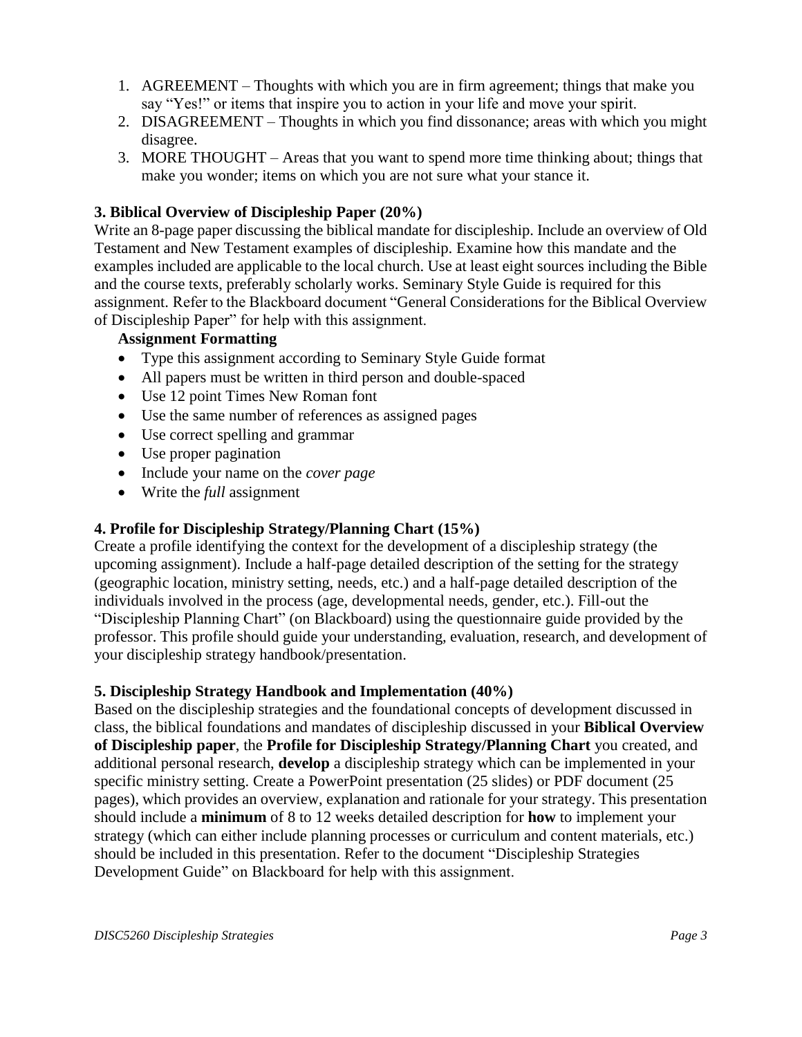1. AGREEMENT – Thoughts with which you are in firm agreement; things that make you say "Yes!" or items that inspire you to action in your life and move your spirit.
2. DISAGREEMENT – Thoughts in which you find dissonance; areas with which you might disagree.
3. MORE THOUGHT – Areas that you want to spend more time thinking about; things that make you wonder; items on which you are not sure what your stance it.

**3. Biblical Overview of Discipleship Paper (20%)**

Write an 8-page paper discussing the biblical mandate for discipleship. Include an overview of Old Testament and New Testament examples of discipleship. Examine how this mandate and the examples included are applicable to the local church. Use at least eight sources including the Bible and the course texts, preferably scholarly works. Seminary Style Guide is required for this assignment. Refer to the Blackboard document "General Considerations for the Biblical Overview of Discipleship Paper" for help with this assignment.

**Assignment Formatting**

- Type this assignment according to Seminary Style Guide format
- All papers must be written in third person and double-spaced
- Use 12 point Times New Roman font
- Use the same number of references as assigned pages
- Use correct spelling and grammar
- Use proper pagination
- Include your name on the *cover page*
- Write the *full* assignment

**4. Profile for Discipleship Strategy/Planning Chart (15%)**

Create a profile identifying the context for the development of a discipleship strategy (the upcoming assignment). Include a half-page detailed description of the setting for the strategy (geographic location, ministry setting, needs, etc.) and a half-page detailed description of the individuals involved in the process (age, developmental needs, gender, etc.). Fill-out the "Discipleship Planning Chart" (on Blackboard) using the questionnaire guide provided by the professor. This profile should guide your understanding, evaluation, research, and development of your discipleship strategy handbook/presentation.

**5. Discipleship Strategy Handbook and Implementation (40%)**

Based on the discipleship strategies and the foundational concepts of development discussed in class, the biblical foundations and mandates of discipleship discussed in your **Biblical Overview of Discipleship paper**, the **Profile for Discipleship Strategy/Planning Chart** you created, and additional personal research, **develop** a discipleship strategy which can be implemented in your specific ministry setting. Create a PowerPoint presentation (25 slides) or PDF document (25 pages), which provides an overview, explanation and rationale for your strategy. This presentation should include a **minimum** of 8 to 12 weeks detailed description for **how** to implement your strategy (which can either include planning processes or curriculum and content materials, etc.) should be included in this presentation. Refer to the document "Discipleship Strategies Development Guide" on Blackboard for help with this assignment.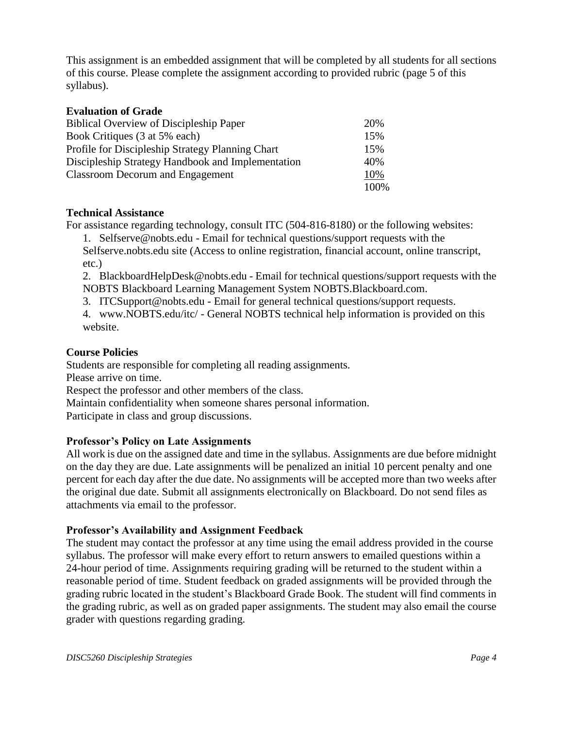This assignment is an embedded assignment that will be completed by all students for all sections of this course. Please complete the assignment according to provided rubric (page 5 of this syllabus).

**Evaluation of Grade**

| | |
|---|---|
| Biblical Overview of Discipleship Paper | 20% |
| Book Critiques (3 at 5% each) | 15% |
| Profile for Discipleship Strategy Planning Chart | 15% |
| Discipleship Strategy Handbook and Implementation | 40% |
| Classroom Decorum and Engagement | 10% |
| | 100% |

**Technical Assistance**

For assistance regarding technology, consult ITC (504-816-8180) or the following websites:

1. Selfserve@nobts.edu - Email for technical questions/support requests with the Selfserve.nobts.edu site (Access to online registration, financial account, online transcript, etc.)
2. BlackboardHelpDesk@nobts.edu - Email for technical questions/support requests with the NOBTS Blackboard Learning Management System NOBTS.Blackboard.com.
3. ITCSupport@nobts.edu - Email for general technical questions/support requests.
4. www.NOBTS.edu/itc/ - General NOBTS technical help information is provided on this website.

**Course Policies**

Students are responsible for completing all reading assignments.
Please arrive on time.
Respect the professor and other members of the class.
Maintain confidentiality when someone shares personal information.
Participate in class and group discussions.

**Professor's Policy on Late Assignments**

All work is due on the assigned date and time in the syllabus. Assignments are due before midnight on the day they are due. Late assignments will be penalized an initial 10 percent penalty and one percent for each day after the due date. No assignments will be accepted more than two weeks after the original due date. Submit all assignments electronically on Blackboard. Do not send files as attachments via email to the professor.

**Professor's Availability and Assignment Feedback**

The student may contact the professor at any time using the email address provided in the course syllabus. The professor will make every effort to return answers to emailed questions within a 24-hour period of time. Assignments requiring grading will be returned to the student within a reasonable period of time. Student feedback on graded assignments will be provided through the grading rubric located in the student's Blackboard Grade Book. The student will find comments in the grading rubric, as well as on graded paper assignments. The student may also email the course grader with questions regarding grading.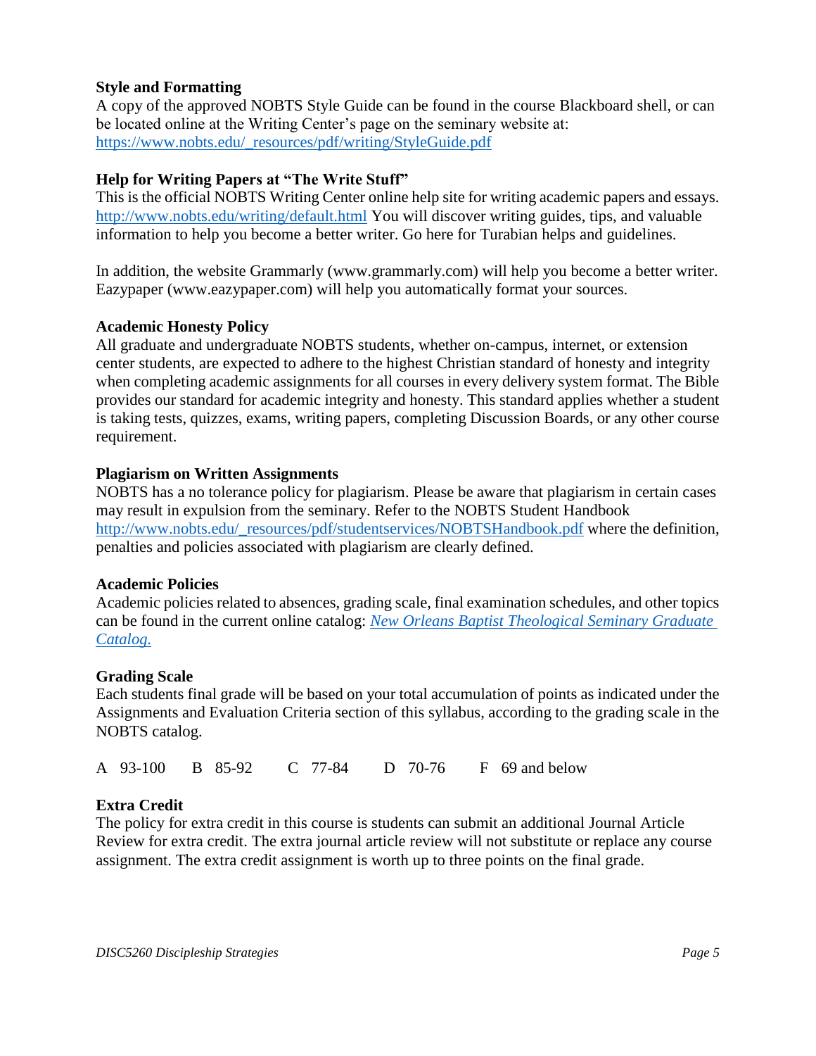### Style and Formatting

A copy of the approved NOBTS Style Guide can be found in the course Blackboard shell, or can be located online at the Writing Center's page on the seminary website at: https://www.nobts.edu/_resources/pdf/writing/StyleGuide.pdf

### Help for Writing Papers at "The Write Stuff"

This is the official NOBTS Writing Center online help site for writing academic papers and essays. http://www.nobts.edu/writing/default.html You will discover writing guides, tips, and valuable information to help you become a better writer. Go here for Turabian helps and guidelines.

In addition, the website Grammarly (www.grammarly.com) will help you become a better writer. Eazypaper (www.eazypaper.com) will help you automatically format your sources.

### Academic Honesty Policy

All graduate and undergraduate NOBTS students, whether on-campus, internet, or extension center students, are expected to adhere to the highest Christian standard of honesty and integrity when completing academic assignments for all courses in every delivery system format. The Bible provides our standard for academic integrity and honesty. This standard applies whether a student is taking tests, quizzes, exams, writing papers, completing Discussion Boards, or any other course requirement.

### Plagiarism on Written Assignments

NOBTS has a no tolerance policy for plagiarism. Please be aware that plagiarism in certain cases may result in expulsion from the seminary. Refer to the NOBTS Student Handbook http://www.nobts.edu/_resources/pdf/studentservices/NOBTSHandbook.pdf where the definition, penalties and policies associated with plagiarism are clearly defined.

### Academic Policies

Academic policies related to absences, grading scale, final examination schedules, and other topics can be found in the current online catalog: *New Orleans Baptist Theological Seminary Graduate Catalog.*

### Grading Scale

Each students final grade will be based on your total accumulation of points as indicated under the Assignments and Evaluation Criteria section of this syllabus, according to the grading scale in the NOBTS catalog.

A 93-100 B 85-92 C 77-84 D 70-76 F 69 and below

### Extra Credit

The policy for extra credit in this course is students can submit an additional Journal Article Review for extra credit. The extra journal article review will not substitute or replace any course assignment. The extra credit assignment is worth up to three points on the final grade.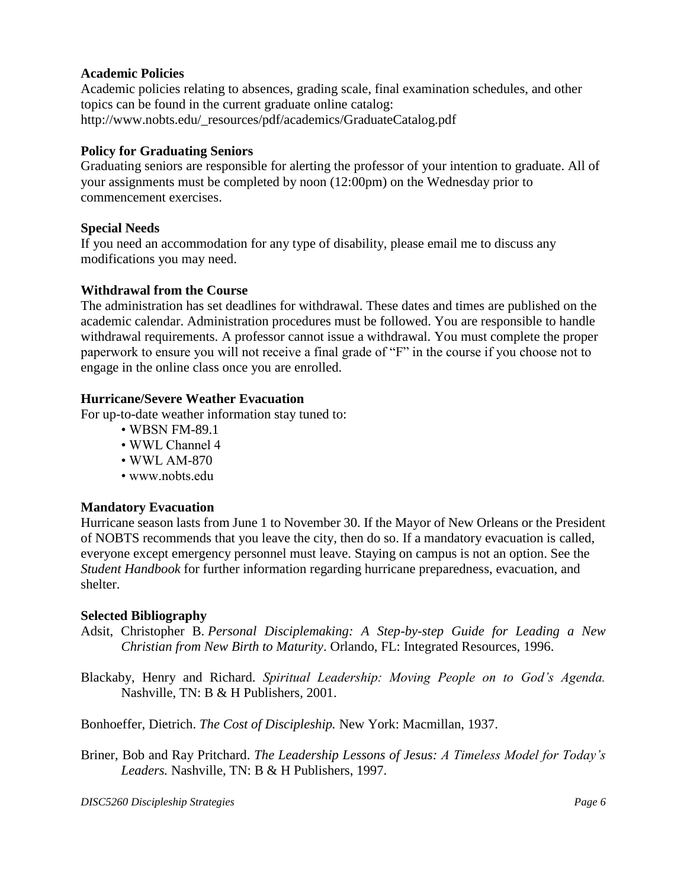**Academic Policies**
Academic policies relating to absences, grading scale, final examination schedules, and other topics can be found in the current graduate online catalog: http://www.nobts.edu/_resources/pdf/academics/GraduateCatalog.pdf

**Policy for Graduating Seniors**
Graduating seniors are responsible for alerting the professor of your intention to graduate. All of your assignments must be completed by noon (12:00pm) on the Wednesday prior to commencement exercises.

**Special Needs**
If you need an accommodation for any type of disability, please email me to discuss any modifications you may need.

**Withdrawal from the Course**
The administration has set deadlines for withdrawal. These dates and times are published on the academic calendar. Administration procedures must be followed. You are responsible to handle withdrawal requirements. A professor cannot issue a withdrawal. You must complete the proper paperwork to ensure you will not receive a final grade of "F" in the course if you choose not to engage in the online class once you are enrolled.

**Hurricane/Severe Weather Evacuation**
For up-to-date weather information stay tuned to:

- WBSN FM-89.1
- WWL Channel 4
- WWL AM-870
- www.nobts.edu

**Mandatory Evacuation**
Hurricane season lasts from June 1 to November 30. If the Mayor of New Orleans or the President of NOBTS recommends that you leave the city, then do so. If a mandatory evacuation is called, everyone except emergency personnel must leave. Staying on campus is not an option. See the *Student Handbook* for further information regarding hurricane preparedness, evacuation, and shelter.

**Selected Bibliography**

Adsit, Christopher B. *Personal Disciplemaking: A Step-by-step Guide for Leading a New Christian from New Birth to Maturity*. Orlando, FL: Integrated Resources, 1996.

Blackaby, Henry and Richard. *Spiritual Leadership: Moving People on to God's Agenda.* Nashville, TN: B & H Publishers, 2001.

Bonhoeffer, Dietrich. *The Cost of Discipleship.* New York: Macmillan, 1937.

Briner, Bob and Ray Pritchard. *The Leadership Lessons of Jesus: A Timeless Model for Today's Leaders.* Nashville, TN: B & H Publishers, 1997.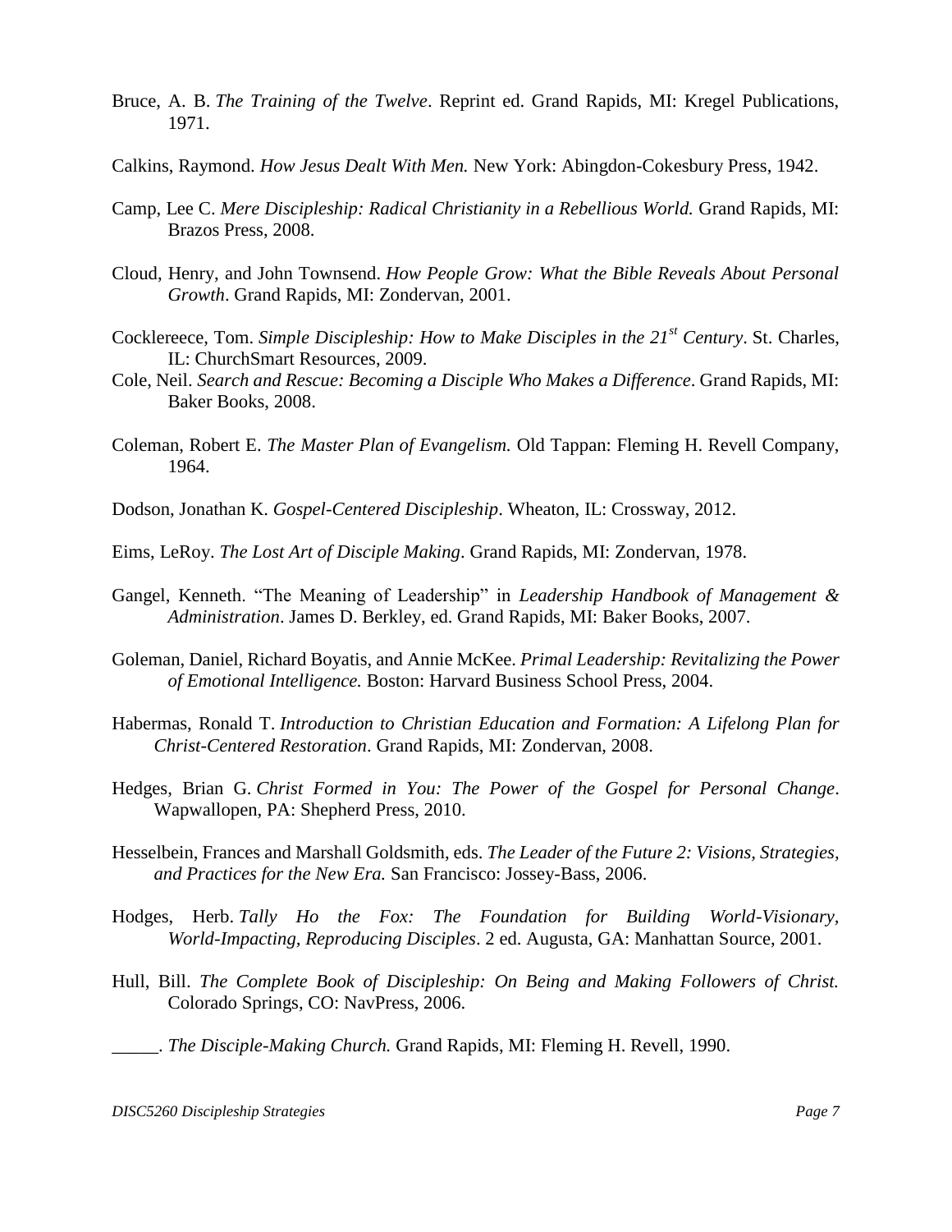Bruce, A. B. *The Training of the Twelve*. Reprint ed. Grand Rapids, MI: Kregel Publications, 1971.

Calkins, Raymond. *How Jesus Dealt With Men.* New York: Abingdon-Cokesbury Press, 1942.

Camp, Lee C. *Mere Discipleship: Radical Christianity in a Rebellious World.* Grand Rapids, MI: Brazos Press, 2008.

Cloud, Henry, and John Townsend. *How People Grow: What the Bible Reveals About Personal Growth*. Grand Rapids, MI: Zondervan, 2001.

Cocklereece, Tom. *Simple Discipleship: How to Make Disciples in the 21st Century*. St. Charles, IL: ChurchSmart Resources, 2009.

Cole, Neil. *Search and Rescue: Becoming a Disciple Who Makes a Difference*. Grand Rapids, MI: Baker Books, 2008.

Coleman, Robert E. *The Master Plan of Evangelism.* Old Tappan: Fleming H. Revell Company, 1964.

Dodson, Jonathan K. *Gospel-Centered Discipleship*. Wheaton, IL: Crossway, 2012.

Eims, LeRoy. *The Lost Art of Disciple Making*. Grand Rapids, MI: Zondervan, 1978.

Gangel, Kenneth. "The Meaning of Leadership" in *Leadership Handbook of Management & Administration*. James D. Berkley, ed. Grand Rapids, MI: Baker Books, 2007.

Goleman, Daniel, Richard Boyatis, and Annie McKee. *Primal Leadership: Revitalizing the Power of Emotional Intelligence.* Boston: Harvard Business School Press, 2004.

Habermas, Ronald T. *Introduction to Christian Education and Formation: A Lifelong Plan for Christ-Centered Restoration*. Grand Rapids, MI: Zondervan, 2008.

Hedges, Brian G. *Christ Formed in You: The Power of the Gospel for Personal Change*. Wapwallopen, PA: Shepherd Press, 2010.

Hesselbein, Frances and Marshall Goldsmith, eds. *The Leader of the Future 2: Visions, Strategies, and Practices for the New Era.* San Francisco: Jossey-Bass, 2006.

Hodges, Herb. *Tally Ho the Fox: The Foundation for Building World-Visionary, World-Impacting, Reproducing Disciples*. 2 ed. Augusta, GA: Manhattan Source, 2001.

Hull, Bill. *The Complete Book of Discipleship: On Being and Making Followers of Christ.* Colorado Springs, CO: NavPress, 2006.

_____. *The Disciple-Making Church.* Grand Rapids, MI: Fleming H. Revell, 1990.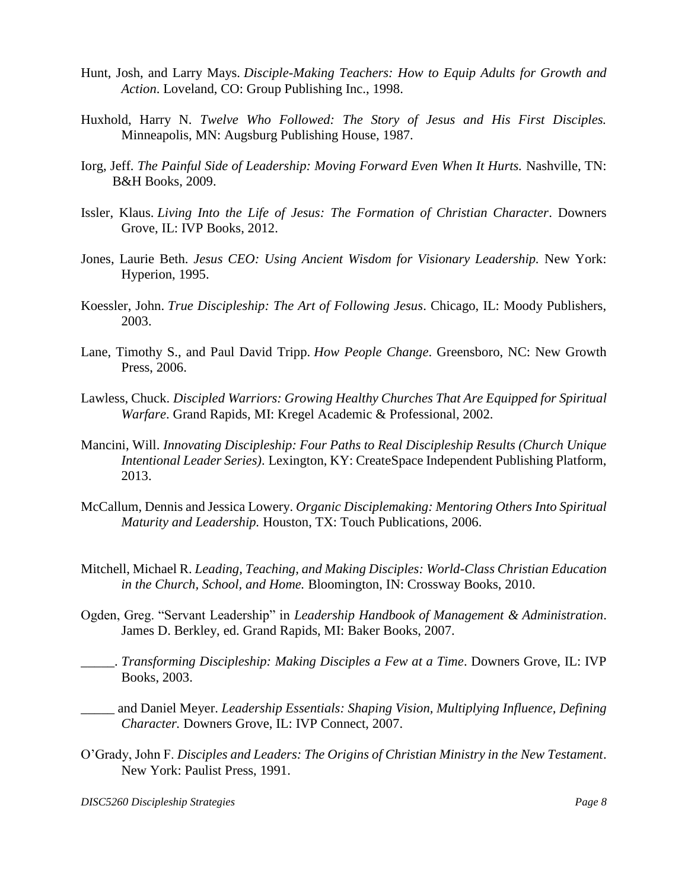Hunt, Josh, and Larry Mays. *Disciple-Making Teachers: How to Equip Adults for Growth and Action*. Loveland, CO: Group Publishing Inc., 1998.

Huxhold, Harry N. *Twelve Who Followed: The Story of Jesus and His First Disciples.* Minneapolis, MN: Augsburg Publishing House, 1987.

Iorg, Jeff. *The Painful Side of Leadership: Moving Forward Even When It Hurts.* Nashville, TN: B&H Books, 2009.

Issler, Klaus. *Living Into the Life of Jesus: The Formation of Christian Character*. Downers Grove, IL: IVP Books, 2012.

Jones, Laurie Beth. *Jesus CEO: Using Ancient Wisdom for Visionary Leadership.* New York: Hyperion, 1995.

Koessler, John. *True Discipleship: The Art of Following Jesus*. Chicago, IL: Moody Publishers, 2003.

Lane, Timothy S., and Paul David Tripp. *How People Change*. Greensboro, NC: New Growth Press, 2006.

Lawless, Chuck. *Discipled Warriors: Growing Healthy Churches That Are Equipped for Spiritual Warfare*. Grand Rapids, MI: Kregel Academic & Professional, 2002.

Mancini, Will. *Innovating Discipleship: Four Paths to Real Discipleship Results (Church Unique Intentional Leader Series)*. Lexington, KY: CreateSpace Independent Publishing Platform, 2013.

McCallum, Dennis and Jessica Lowery. *Organic Disciplemaking: Mentoring Others Into Spiritual Maturity and Leadership.* Houston, TX: Touch Publications, 2006.

Mitchell, Michael R. *Leading, Teaching, and Making Disciples: World-Class Christian Education in the Church, School, and Home.* Bloomington, IN: Crossway Books, 2010.

Ogden, Greg. "Servant Leadership" in *Leadership Handbook of Management & Administration*. James D. Berkley, ed. Grand Rapids, MI: Baker Books, 2007.

\_\_\_\_\_. *Transforming Discipleship: Making Disciples a Few at a Time*. Downers Grove, IL: IVP Books, 2003.

\_\_\_\_\_ and Daniel Meyer. *Leadership Essentials: Shaping Vision, Multiplying Influence, Defining Character.* Downers Grove, IL: IVP Connect, 2007.

O'Grady, John F. *Disciples and Leaders: The Origins of Christian Ministry in the New Testament*. New York: Paulist Press, 1991.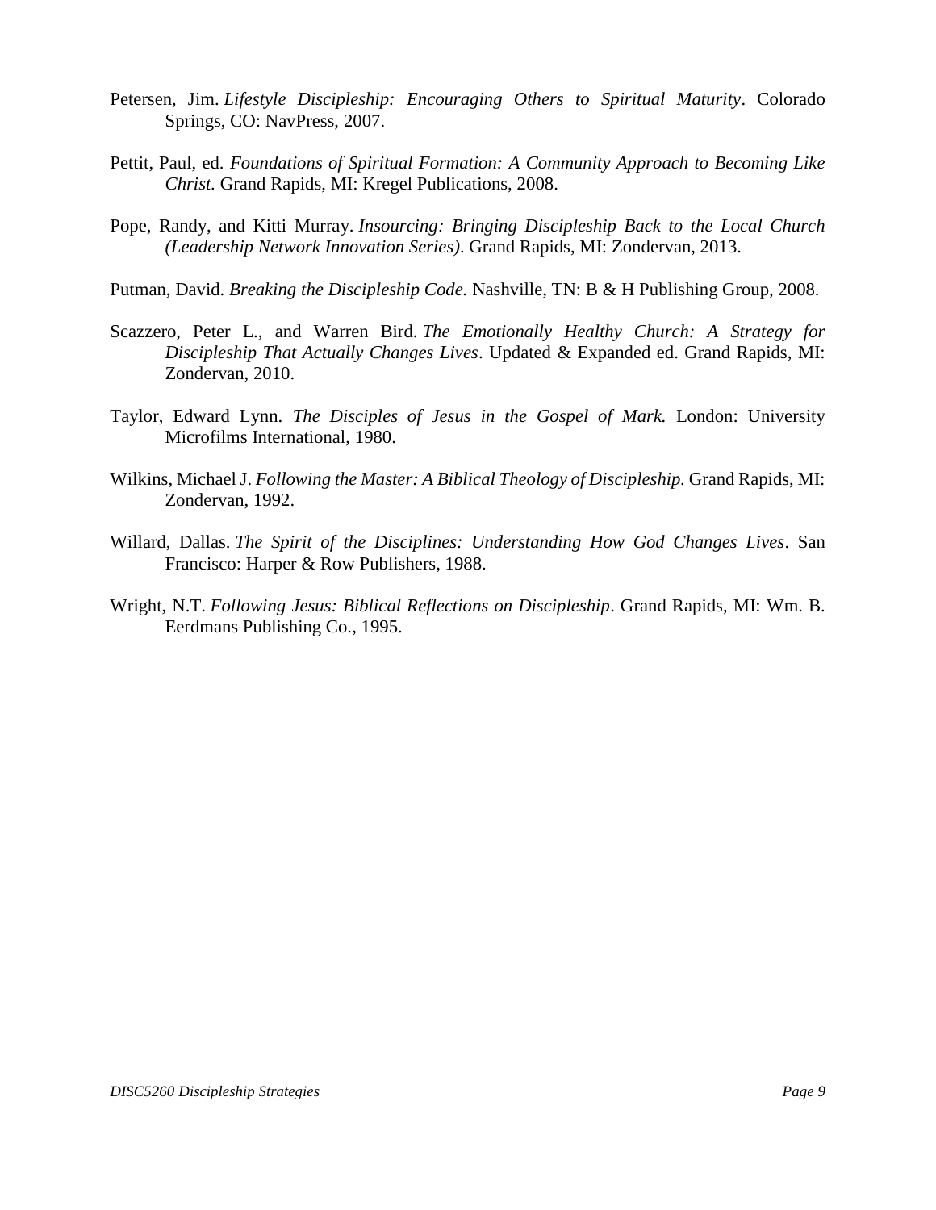Petersen, Jim. *Lifestyle Discipleship: Encouraging Others to Spiritual Maturity*. Colorado Springs, CO: NavPress, 2007.

Pettit, Paul, ed. *Foundations of Spiritual Formation: A Community Approach to Becoming Like Christ.* Grand Rapids, MI: Kregel Publications, 2008.

Pope, Randy, and Kitti Murray. *Insourcing: Bringing Discipleship Back to the Local Church (Leadership Network Innovation Series)*. Grand Rapids, MI: Zondervan, 2013.

Putman, David. *Breaking the Discipleship Code.* Nashville, TN: B & H Publishing Group, 2008.

Scazzero, Peter L., and Warren Bird. *The Emotionally Healthy Church: A Strategy for Discipleship That Actually Changes Lives*. Updated & Expanded ed. Grand Rapids, MI: Zondervan, 2010.

Taylor, Edward Lynn. *The Disciples of Jesus in the Gospel of Mark.* London: University Microfilms International, 1980.

Wilkins, Michael J. *Following the Master: A Biblical Theology of Discipleship.* Grand Rapids, MI: Zondervan, 1992.

Willard, Dallas. *The Spirit of the Disciplines: Understanding How God Changes Lives*. San Francisco: Harper & Row Publishers, 1988.

Wright, N.T. *Following Jesus: Biblical Reflections on Discipleship*. Grand Rapids, MI: Wm. B. Eerdmans Publishing Co., 1995.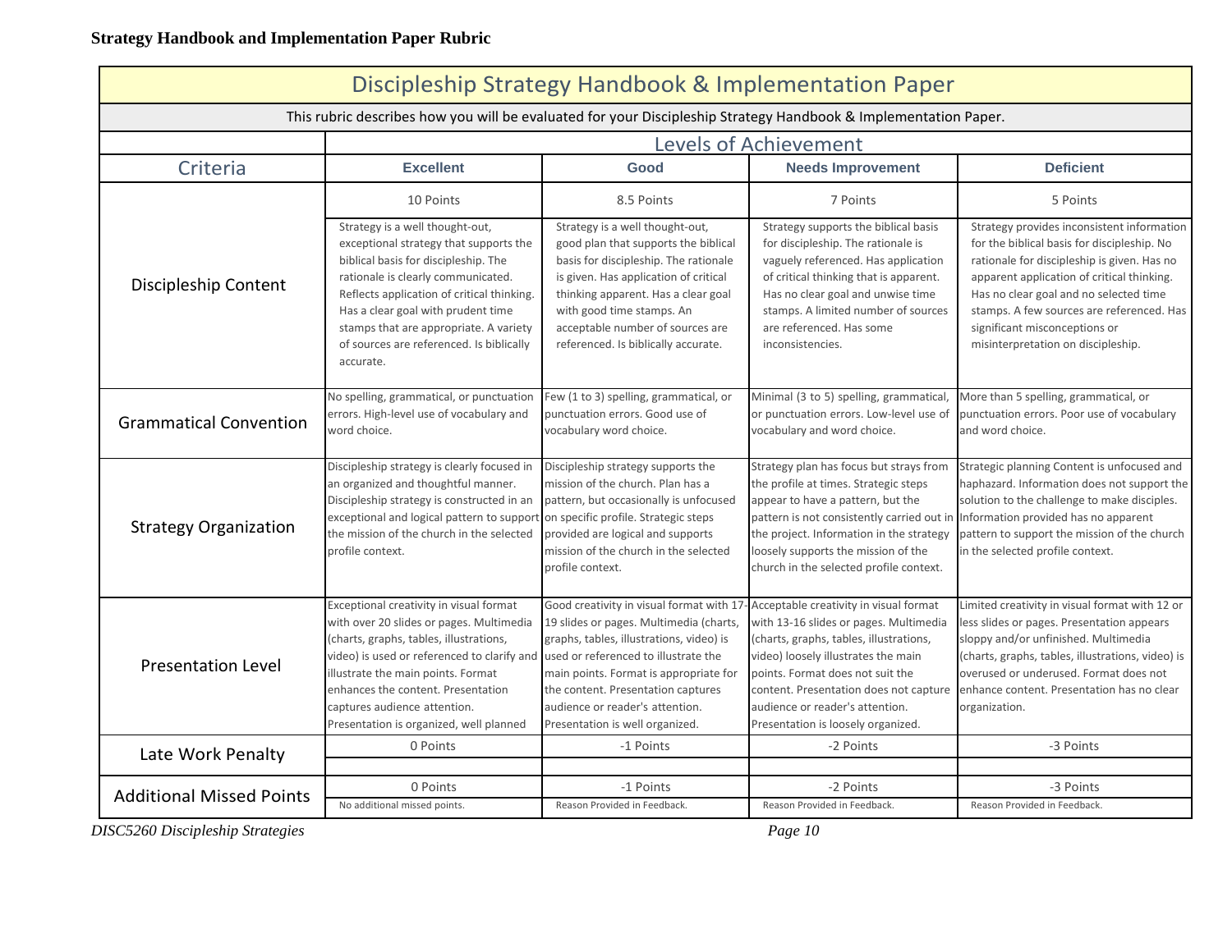**Strategy Handbook and Implementation Paper Rubric**

# Discipleship Strategy Handbook & Implementation Paper

This rubric describes how you will be evaluated for your Discipleship Strategy Handbook & Implementation Paper.

| Criteria | Levels of Achievement | | | |
|---|---|---|---|---|
| | **Excellent** | **Good** | **Needs Improvement** | **Deficient** |
| Discipleship Content | 10 Points<br>Strategy is a well thought-out, exceptional strategy that supports the biblical basis for discipleship. The rationale is clearly communicated. Reflects application of critical thinking. Has a clear goal with prudent time stamps that are appropriate. A variety of sources are referenced. Is biblically accurate. | 8.5 Points<br>Strategy is a well thought-out, good plan that supports the biblical basis for discipleship. The rationale is given. Has application of critical thinking apparent. Has a clear goal with good time stamps. An acceptable number of sources are referenced. Is biblically accurate. | 7 Points<br>Strategy supports the biblical basis for discipleship. The rationale is vaguely referenced. Has application of critical thinking that is apparent. Has no clear goal and unwise time stamps. A limited number of sources are referenced. Has some inconsistencies. | 5 Points<br>Strategy provides inconsistent information for the biblical basis for discipleship. No rationale for discipleship is given. Has no apparent application of critical thinking. Has no clear goal and no selected time stamps. A few sources are referenced. Has significant misconceptions or misinterpretation on discipleship. |
| Grammatical Convention | No spelling, grammatical, or punctuation errors. High-level use of vocabulary and word choice. | Few (1 to 3) spelling, grammatical, or punctuation errors. Good use of vocabulary word choice. | Minimal (3 to 5) spelling, grammatical, or punctuation errors. Low-level use of vocabulary and word choice. | More than 5 spelling, grammatical, or punctuation errors. Poor use of vocabulary and word choice. |
| Strategy Organization | Discipleship strategy is clearly focused in an organized and thoughtful manner. Discipleship strategy is constructed in an exceptional and logical pattern to support the mission of the church in the selected profile context. | Discipleship strategy supports the mission of the church. Plan has a pattern, but occasionally is unfocused on specific profile. Strategic steps provided are logical and supports mission of the church in the selected profile context. | Strategy plan has focus but strays from the profile at times. Strategic steps appear to have a pattern, but the pattern is not consistently carried out in the project. Information in the strategy loosely supports the mission of the church in the selected profile context. | Strategic planning Content is unfocused and haphazard. Information does not support the solution to the challenge to make disciples. Information provided has no apparent pattern to support the mission of the church in the selected profile context. |
| Presentation Level | Exceptional creativity in visual format with over 20 slides or pages. Multimedia (charts, graphs, tables, illustrations, video) is used or referenced to clarify and illustrate the main points. Format enhances the content. Presentation captures audience attention. Presentation is organized, well planned | Good creativity in visual format with 17-19 slides or pages. Multimedia (charts, graphs, tables, illustrations, video) is used or referenced to illustrate the main points. Format is appropriate for the content. Presentation captures audience or reader's attention. Presentation is well organized. | Acceptable creativity in visual format with 13-16 slides or pages. Multimedia (charts, graphs, tables, illustrations, video) loosely illustrates the main points. Format does not suit the content. Presentation does not capture audience or reader's attention. Presentation is loosely organized. | Limited creativity in visual format with 12 or less slides or pages. Presentation appears sloppy and/or unfinished. Multimedia (charts, graphs, tables, illustrations, video) is overused or underused. Format does not enhance content. Presentation has no clear organization. |
| Late Work Penalty | 0 Points | -1 Points | -2 Points | -3 Points |
| Additional Missed Points | 0 Points<br>No additional missed points. | -1 Points<br>Reason Provided in Feedback. | -2 Points<br>Reason Provided in Feedback. | -3 Points<br>Reason Provided in Feedback. |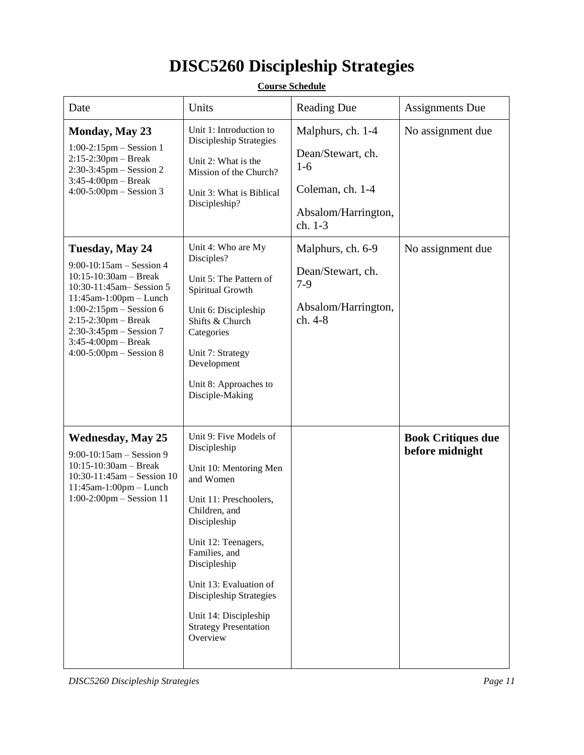# DISC5260 Discipleship Strategies

**Course Schedule**

| Date | Units | Reading Due | Assignments Due |
|---|---|---|---|
| **Monday, May 23**<br>1:00-2:15pm – Session 1<br>2:15-2:30pm – Break<br>2:30-3:45pm – Session 2<br>3:45-4:00pm – Break<br>4:00-5:00pm – Session 3 | Unit 1: Introduction to Discipleship Strategies<br><br>Unit 2: What is the Mission of the Church?<br><br>Unit 3: What is Biblical Discipleship? | Malphurs, ch. 1-4<br><br>Dean/Stewart, ch. 1-6<br><br>Coleman, ch. 1-4<br><br>Absalom/Harrington, ch. 1-3 | No assignment due |
| **Tuesday, May 24**<br>9:00-10:15am – Session 4<br>10:15-10:30am – Break<br>10:30-11:45am– Session 5<br>11:45am-1:00pm – Lunch<br>1:00-2:15pm – Session 6<br>2:15-2:30pm – Break<br>2:30-3:45pm – Session 7<br>3:45-4:00pm – Break<br>4:00-5:00pm – Session 8 | Unit 4: Who are My Disciples?<br><br>Unit 5: The Pattern of Spiritual Growth<br><br>Unit 6: Discipleship Shifts & Church Categories<br><br>Unit 7: Strategy Development<br><br>Unit 8: Approaches to Disciple-Making | Malphurs, ch. 6-9<br><br>Dean/Stewart, ch. 7-9<br><br>Absalom/Harrington, ch. 4-8 | No assignment due |
| **Wednesday, May 25**<br>9:00-10:15am – Session 9<br>10:15-10:30am – Break<br>10:30-11:45am – Session 10<br>11:45am-1:00pm – Lunch<br>1:00-2:00pm – Session 11 | Unit 9: Five Models of Discipleship<br><br>Unit 10: Mentoring Men and Women<br><br>Unit 11: Preschoolers, Children, and Discipleship<br><br>Unit 12: Teenagers, Families, and Discipleship<br><br>Unit 13: Evaluation of Discipleship Strategies<br><br>Unit 14: Discipleship Strategy Presentation Overview | | **Book Critiques due before midnight** |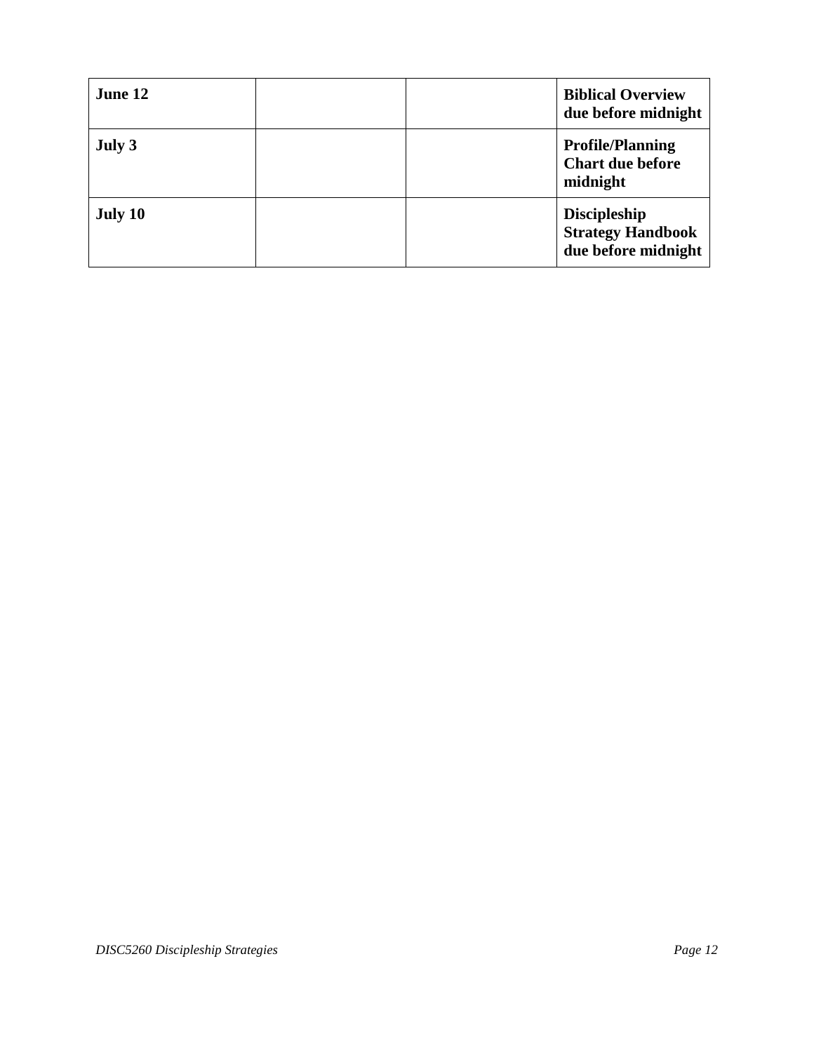| | | | |
|---|---|---|---|
| **June 12** | | | **Biblical Overview due before midnight** |
| **July 3** | | | **Profile/Planning Chart due before midnight** |
| **July 10** | | | **Discipleship Strategy Handbook due before midnight** |